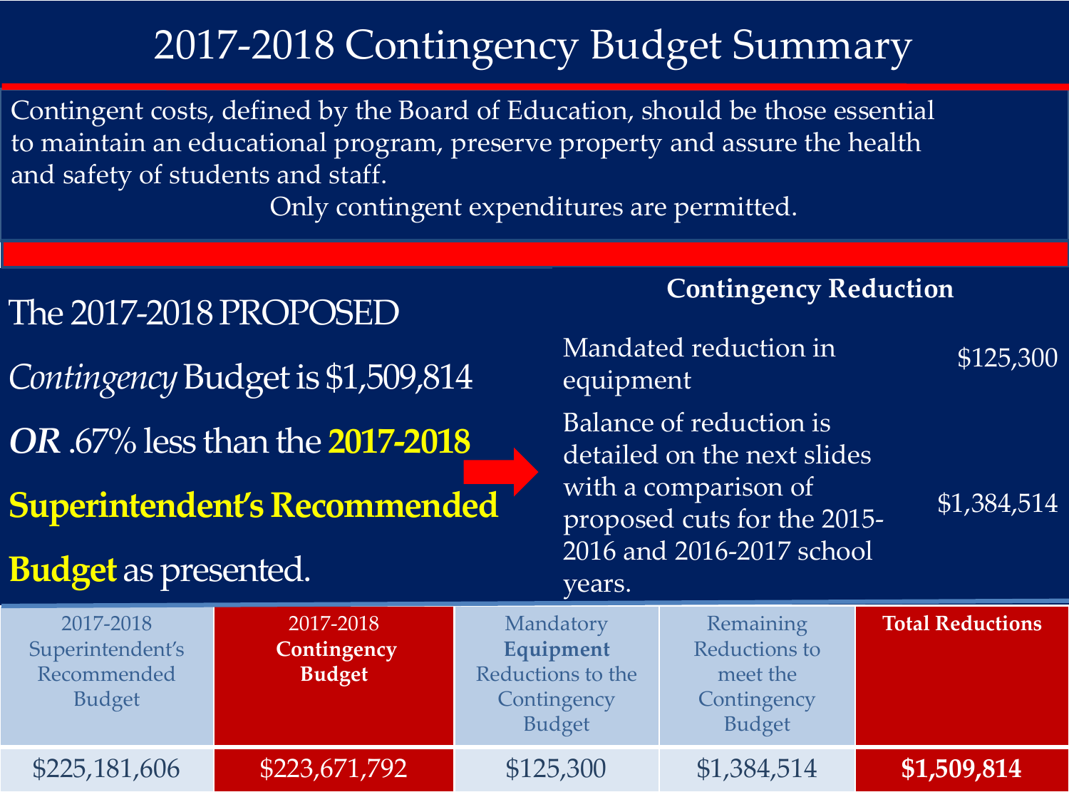# 2017-2018 Contingency Budget Summary

Contingent costs, defined by the Board of Education, should be those essential to maintain an educational program, preserve property and assure the health and safety of students and staff.

Only contingent expenditures are permitted.

The 2017-2018 PROPOSED *Contingency* Budget is $1,509,814 ***OR*** .67% less than the **2017-2018 Superintendent's Recommended Budget** as presented.

**Contingency Reduction**

| | |
|---|---|
| Mandated reduction in equipment | $125,300 |
| Balance of reduction is detailed on the next slides with a comparison of proposed cuts for the 2015-2016 and 2016-2017 school years. | $1,384,514 |

| 2017-2018 Superintendent's Recommended Budget | 2017-2018 **Contingency Budget** | Mandatory **Equipment** Reductions to the Contingency Budget | Remaining Reductions to meet the Contingency Budget | **Total Reductions** |
|---|---|---|---|---|
| $225,181,606 | $223,671,792 | $125,300 | $1,384,514 | **$1,509,814** |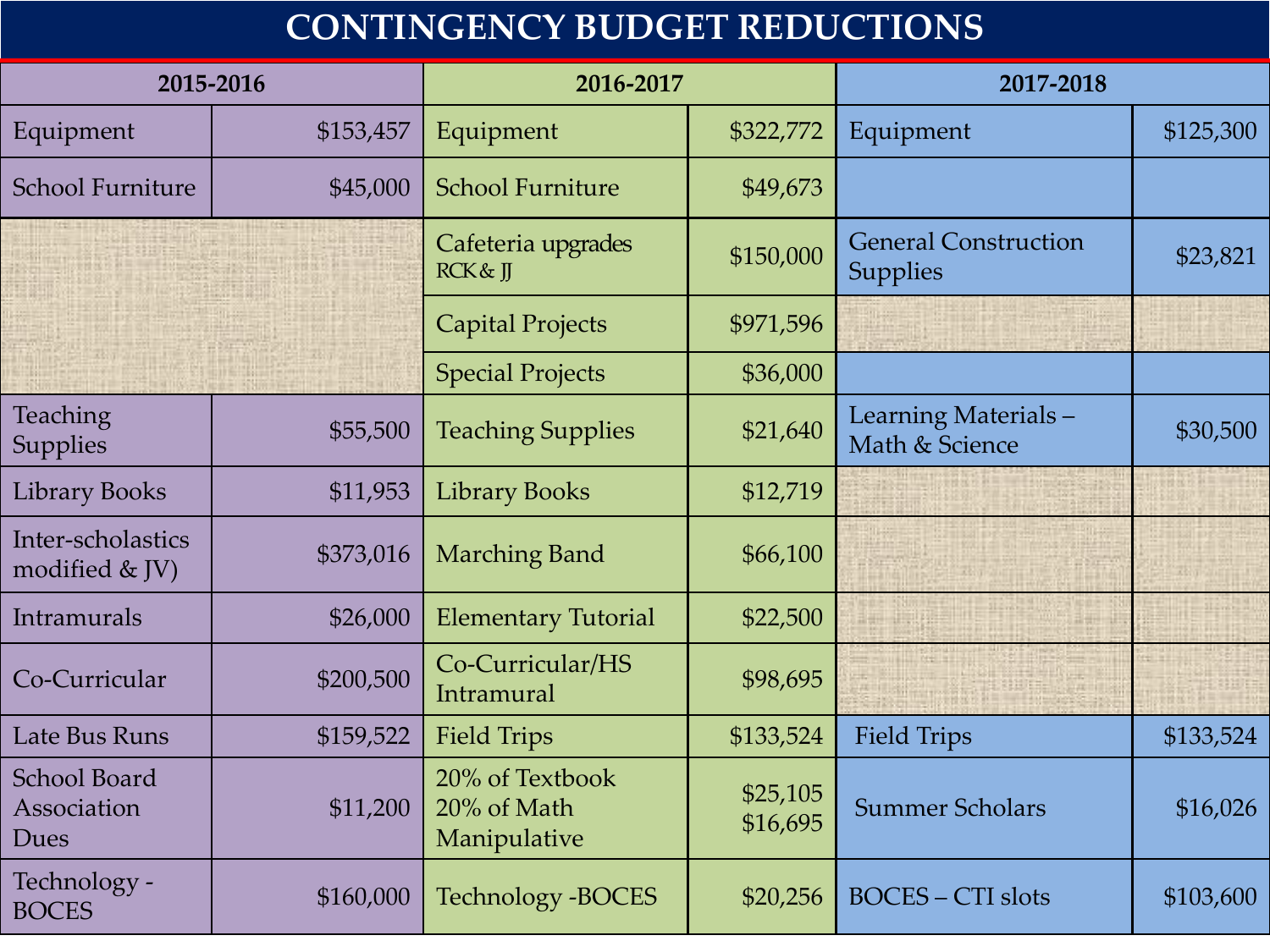# CONTINGENCY BUDGET REDUCTIONS

| 2015-2016 | | 2016-2017 | | 2017-2018 | |
|---|---|---|---|---|---|
| Equipment | $153,457 | Equipment | $322,772 | Equipment | $125,300 |
| School Furniture | $45,000 | School Furniture | $49,673 | | |
| | | Cafeteria upgrades RCK & JJ | $150,000 | General Construction Supplies | $23,821 |
| | | Capital Projects | $971,596 | | |
| | | Special Projects | $36,000 | | |
| Teaching Supplies | $55,500 | Teaching Supplies | $21,640 | Learning Materials – Math & Science | $30,500 |
| Library Books | $11,953 | Library Books | $12,719 | | |
| Inter-scholastics modified & JV) | $373,016 | Marching Band | $66,100 | | |
| Intramurals | $26,000 | Elementary Tutorial | $22,500 | | |
| Co-Curricular | $200,500 | Co-Curricular/HS Intramural | $98,695 | | |
| Late Bus Runs | $159,522 | Field Trips | $133,524 | Field Trips | $133,524 |
| School Board Association Dues | $11,200 | 20% of Textbook<br>20% of Math Manipulative | $25,105<br>$16,695 | Summer Scholars | $16,026 |
| Technology - BOCES | $160,000 | Technology -BOCES | $20,256 | BOCES – CTI slots | $103,600 |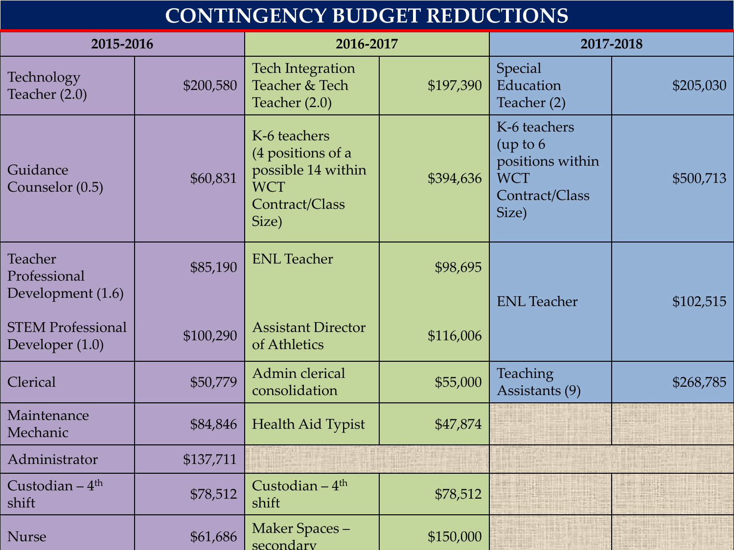# CONTINGENCY BUDGET REDUCTIONS

| 2015-2016 | | 2016-2017 | | 2017-2018 | |
|---|---|---|---|---|---|
| Technology Teacher (2.0) | $200,580 | Tech Integration Teacher & Tech Teacher (2.0) | $197,390 | Special Education Teacher (2) | $205,030 |
| Guidance Counselor (0.5) | $60,831 | K-6 teachers (4 positions of a possible 14 within WCT Contract/Class Size) | $394,636 | K-6 teachers (up to 6 positions within WCT Contract/Class Size) | $500,713 |
| Teacher Professional Development (1.6) | $85,190 | ENL Teacher | $98,695 | ENL Teacher | $102,515 |
| STEM Professional Developer (1.0) | $100,290 | Assistant Director of Athletics | $116,006 | | |
| Clerical | $50,779 | Admin clerical consolidation | $55,000 | Teaching Assistants (9) | $268,785 |
| Maintenance Mechanic | $84,846 | Health Aid Typist | $47,874 | | |
| Administrator | $137,711 | | | | |
| Custodian – 4th shift | $78,512 | Custodian – 4th shift | $78,512 | | |
| Nurse | $61,686 | Maker Spaces – secondary | $150,000 | | |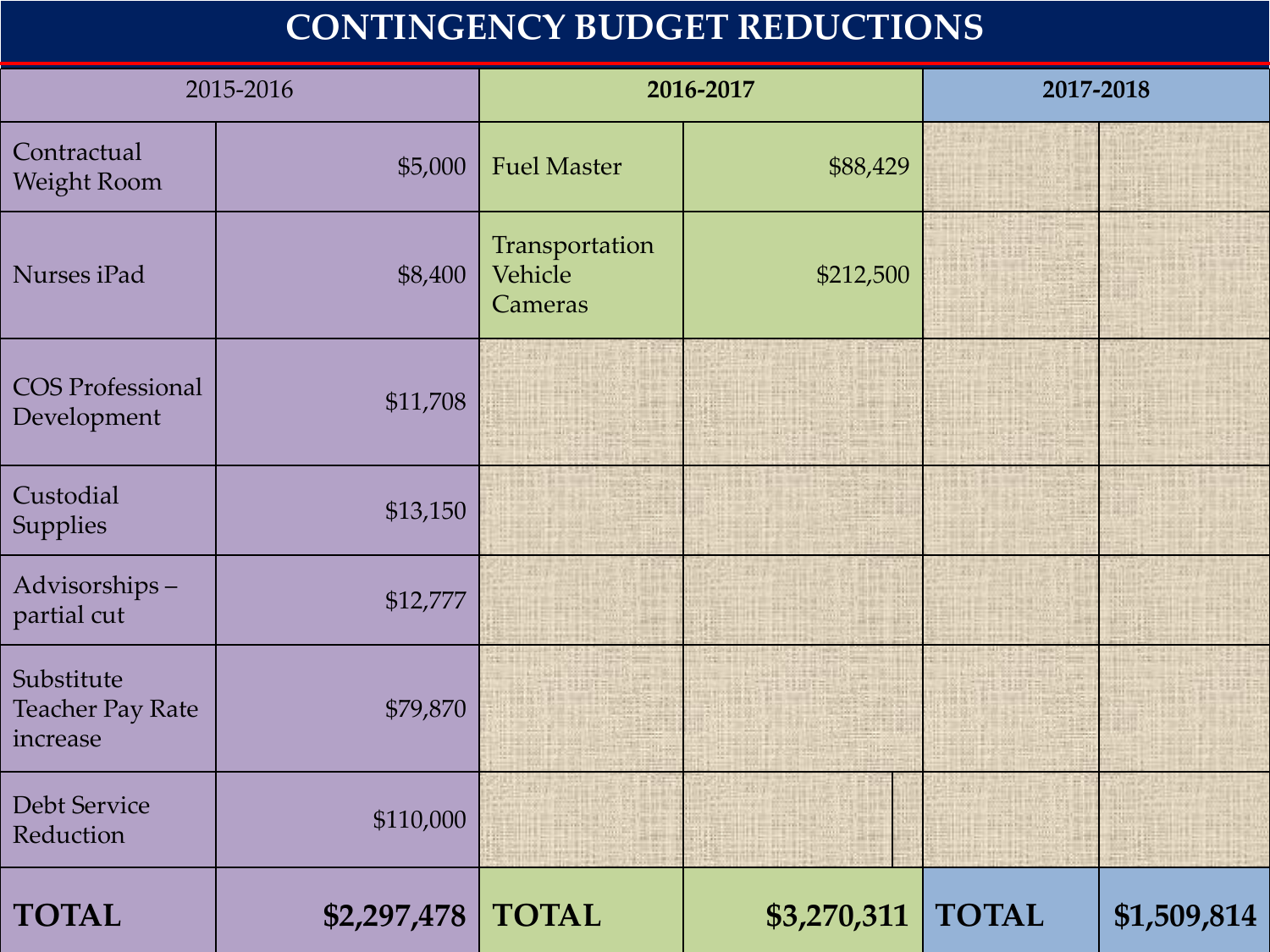# CONTINGENCY BUDGET REDUCTIONS

| 2015-2016 | | 2016-2017 | | 2017-2018 | |
|---|---|---|---|---|---|
| Contractual Weight Room | $5,000 | Fuel Master | $88,429 | | |
| Nurses iPad | $8,400 | Transportation Vehicle Cameras | $212,500 | | |
| COS Professional Development | $11,708 | | | | |
| Custodial Supplies | $13,150 | | | | |
| Advisorships – partial cut | $12,777 | | | | |
| Substitute Teacher Pay Rate increase | $79,870 | | | | |
| Debt Service Reduction | $110,000 | | | | |
| **TOTAL** | **$2,297,478** | **TOTAL** | **$3,270,311** | **TOTAL** | **$1,509,814** |